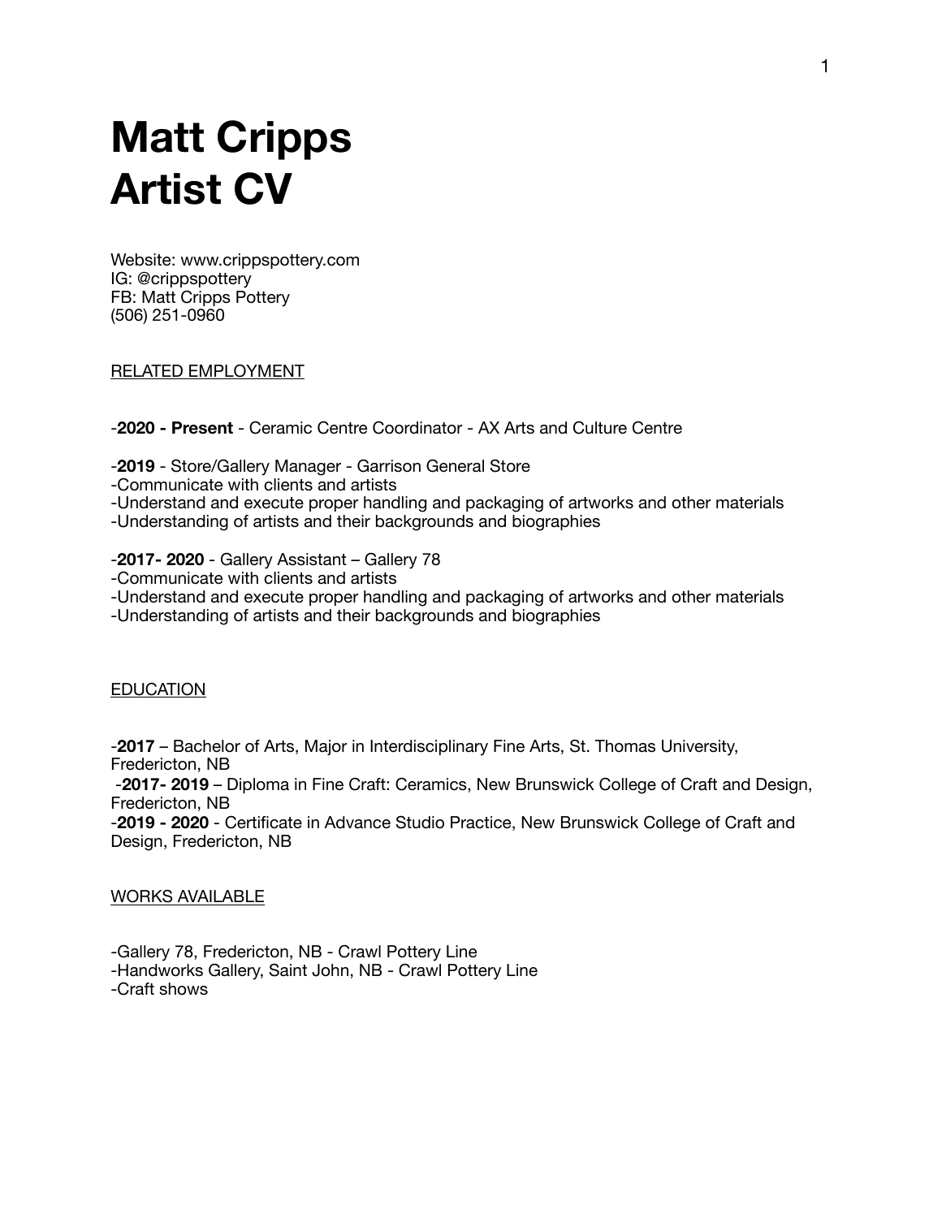# Matt Cripps
# Artist CV

Website: www.crippspottery.com
IG: @crippspottery
FB: Matt Cripps Pottery
(506) 251-0960

RELATED EMPLOYMENT

-**2020 - Present** - Ceramic Centre Coordinator - AX Arts and Culture Centre

-**2019** - Store/Gallery Manager - Garrison General Store
-Communicate with clients and artists
-Understand and execute proper handling and packaging of artworks and other materials
-Understanding of artists and their backgrounds and biographies

-**2017- 2020** - Gallery Assistant – Gallery 78
-Communicate with clients and artists
-Understand and execute proper handling and packaging of artworks and other materials
-Understanding of artists and their backgrounds and biographies

EDUCATION

-**2017** – Bachelor of Arts, Major in Interdisciplinary Fine Arts, St. Thomas University, Fredericton, NB
-**2017- 2019** – Diploma in Fine Craft: Ceramics, New Brunswick College of Craft and Design, Fredericton, NB
-**2019 - 2020** - Certificate in Advance Studio Practice, New Brunswick College of Craft and Design, Fredericton, NB

WORKS AVAILABLE

-Gallery 78, Fredericton, NB - Crawl Pottery Line
-Handworks Gallery, Saint John, NB - Crawl Pottery Line
-Craft shows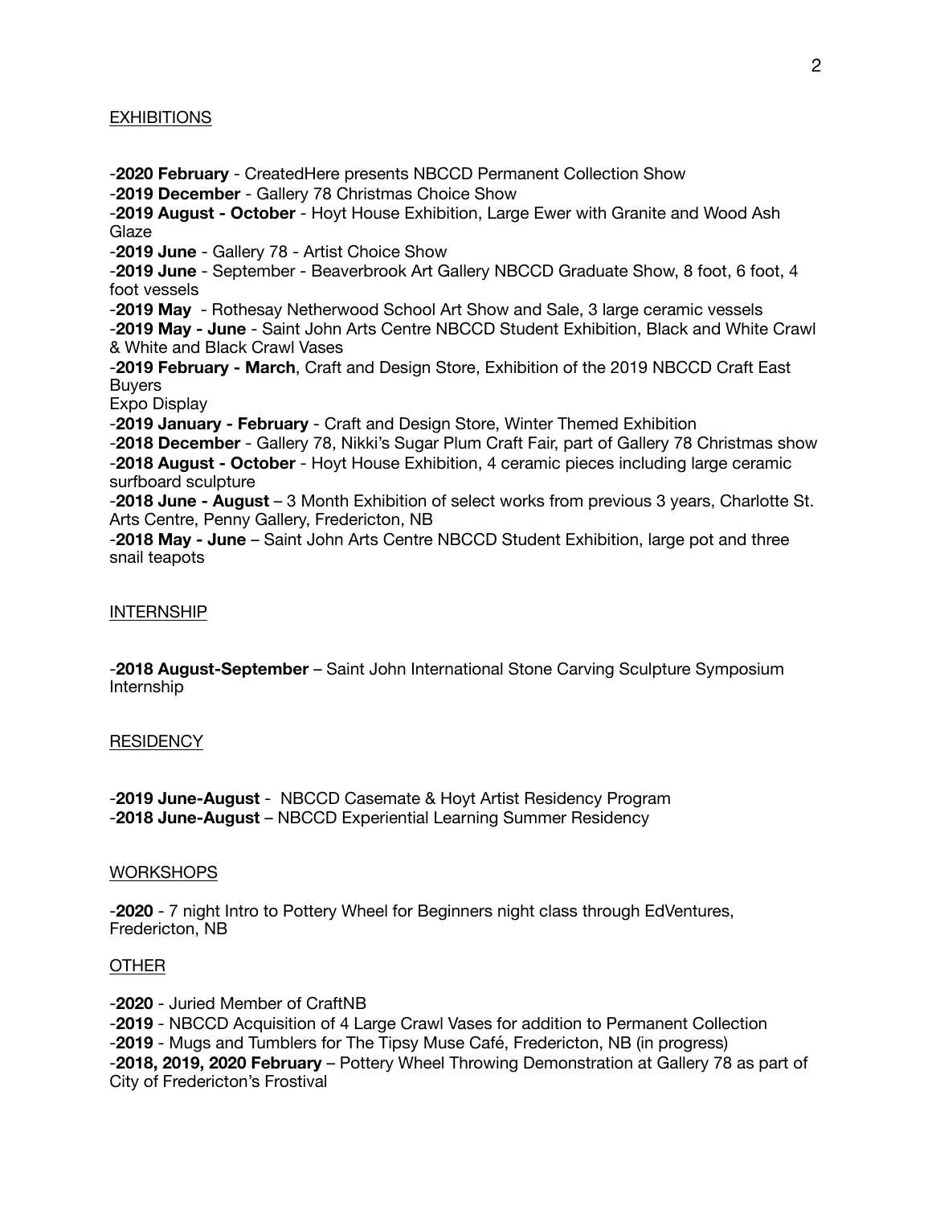## EXHIBITIONS

- **2020 February** - CreatedHere presents NBCCD Permanent Collection Show
- **2019 December** - Gallery 78 Christmas Choice Show
- **2019 August - October** - Hoyt House Exhibition, Large Ewer with Granite and Wood Ash Glaze
- **2019 June** - Gallery 78 - Artist Choice Show
- **2019 June** - September - Beaverbrook Art Gallery NBCCD Graduate Show, 8 foot, 6 foot, 4 foot vessels
- **2019 May** - Rothesay Netherwood School Art Show and Sale, 3 large ceramic vessels
- **2019 May - June** - Saint John Arts Centre NBCCD Student Exhibition, Black and White Crawl & White and Black Crawl Vases
- **2019 February - March**, Craft and Design Store, Exhibition of the 2019 NBCCD Craft East Buyers Expo Display
- **2019 January - February** - Craft and Design Store, Winter Themed Exhibition
- **2018 December** - Gallery 78, Nikki's Sugar Plum Craft Fair, part of Gallery 78 Christmas show
- **2018 August - October** - Hoyt House Exhibition, 4 ceramic pieces including large ceramic surfboard sculpture
- **2018 June - August** – 3 Month Exhibition of select works from previous 3 years, Charlotte St. Arts Centre, Penny Gallery, Fredericton, NB
- **2018 May - June** – Saint John Arts Centre NBCCD Student Exhibition, large pot and three snail teapots

## INTERNSHIP

- **2018 August-September** – Saint John International Stone Carving Sculpture Symposium Internship

## RESIDENCY

- **2019 June-August** - NBCCD Casemate & Hoyt Artist Residency Program
- **2018 June-August** – NBCCD Experiential Learning Summer Residency

## WORKSHOPS

- **2020** - 7 night Intro to Pottery Wheel for Beginners night class through EdVentures, Fredericton, NB

## OTHER

- **2020** - Juried Member of CraftNB
- **2019** - NBCCD Acquisition of 4 Large Crawl Vases for addition to Permanent Collection
- **2019** - Mugs and Tumblers for The Tipsy Muse Café, Fredericton, NB (in progress)
- **2018, 2019, 2020 February** – Pottery Wheel Throwing Demonstration at Gallery 78 as part of City of Fredericton's Frostival